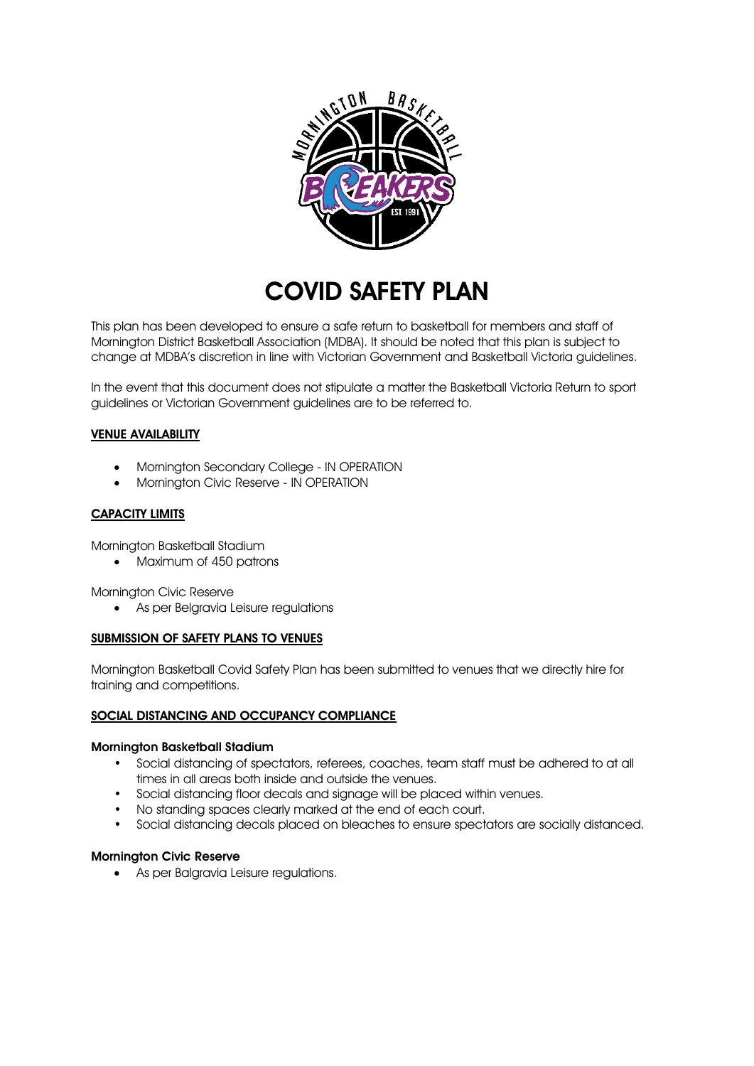# COVID SAFETY PLAN

This plan has been developed to ensure a safe return to basketball for members and staff of Mornington District Basketball Association (MDBA). It should be noted that this plan is subject to change at MDBA's discretion in line with Victorian Government and Basketball Victoria guidelines.

In the event that this document does not stipulate a matter the Basketball Victoria Return to sport guidelines or Victorian Government guidelines are to be referred to.

## VENUE AVAILABILITY

- Mornington Secondary College - IN OPERATION
- Mornington Civic Reserve - IN OPERATION

## CAPACITY LIMITS

Mornington Basketball Stadium

- Maximum of 450 patrons

Mornington Civic Reserve

- As per Belgravia Leisure regulations

## SUBMISSION OF SAFETY PLANS TO VENUES

Mornington Basketball Covid Safety Plan has been submitted to venues that we directly hire for training and competitions.

## SOCIAL DISTANCING AND OCCUPANCY COMPLIANCE

### Mornington Basketball Stadium

- Social distancing of spectators, referees, coaches, team staff must be adhered to at all times in all areas both inside and outside the venues.
- Social distancing floor decals and signage will be placed within venues.
- No standing spaces clearly marked at the end of each court.
- Social distancing decals placed on bleaches to ensure spectators are socially distanced.

### Mornington Civic Reserve

- As per Balgravia Leisure regulations.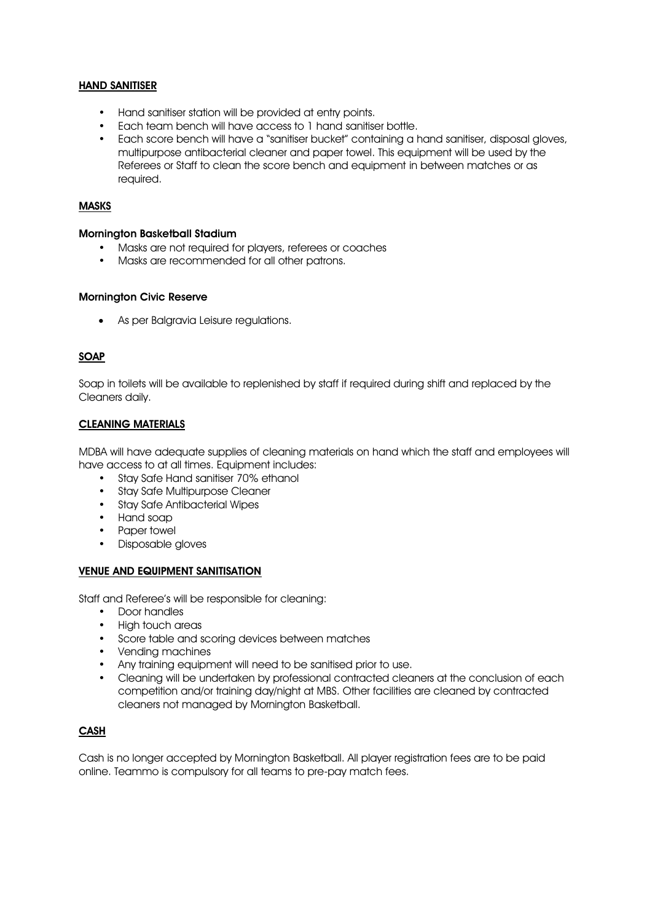## HAND SANITISER

- Hand sanitiser station will be provided at entry points.
- Each team bench will have access to 1 hand sanitiser bottle.
- Each score bench will have a "sanitiser bucket" containing a hand sanitiser, disposal gloves, multipurpose antibacterial cleaner and paper towel. This equipment will be used by the Referees or Staff to clean the score bench and equipment in between matches or as required.

## MASKS

### Mornington Basketball Stadium

- Masks are not required for players, referees or coaches
- Masks are recommended for all other patrons.

### Mornington Civic Reserve

- As per Balgravia Leisure regulations.

## SOAP

Soap in toilets will be available to replenished by staff if required during shift and replaced by the Cleaners daily.

## CLEANING MATERIALS

MDBA will have adequate supplies of cleaning materials on hand which the staff and employees will have access to at all times. Equipment includes:

- Stay Safe Hand sanitiser 70% ethanol
- Stay Safe Multipurpose Cleaner
- Stay Safe Antibacterial Wipes
- Hand soap
- Paper towel
- Disposable gloves

## VENUE AND EQUIPMENT SANITISATION

Staff and Referee's will be responsible for cleaning:

- Door handles
- High touch areas
- Score table and scoring devices between matches
- Vending machines
- Any training equipment will need to be sanitised prior to use.
- Cleaning will be undertaken by professional contracted cleaners at the conclusion of each competition and/or training day/night at MBS. Other facilities are cleaned by contracted cleaners not managed by Mornington Basketball.

## CASH

Cash is no longer accepted by Mornington Basketball. All player registration fees are to be paid online. Teammo is compulsory for all teams to pre-pay match fees.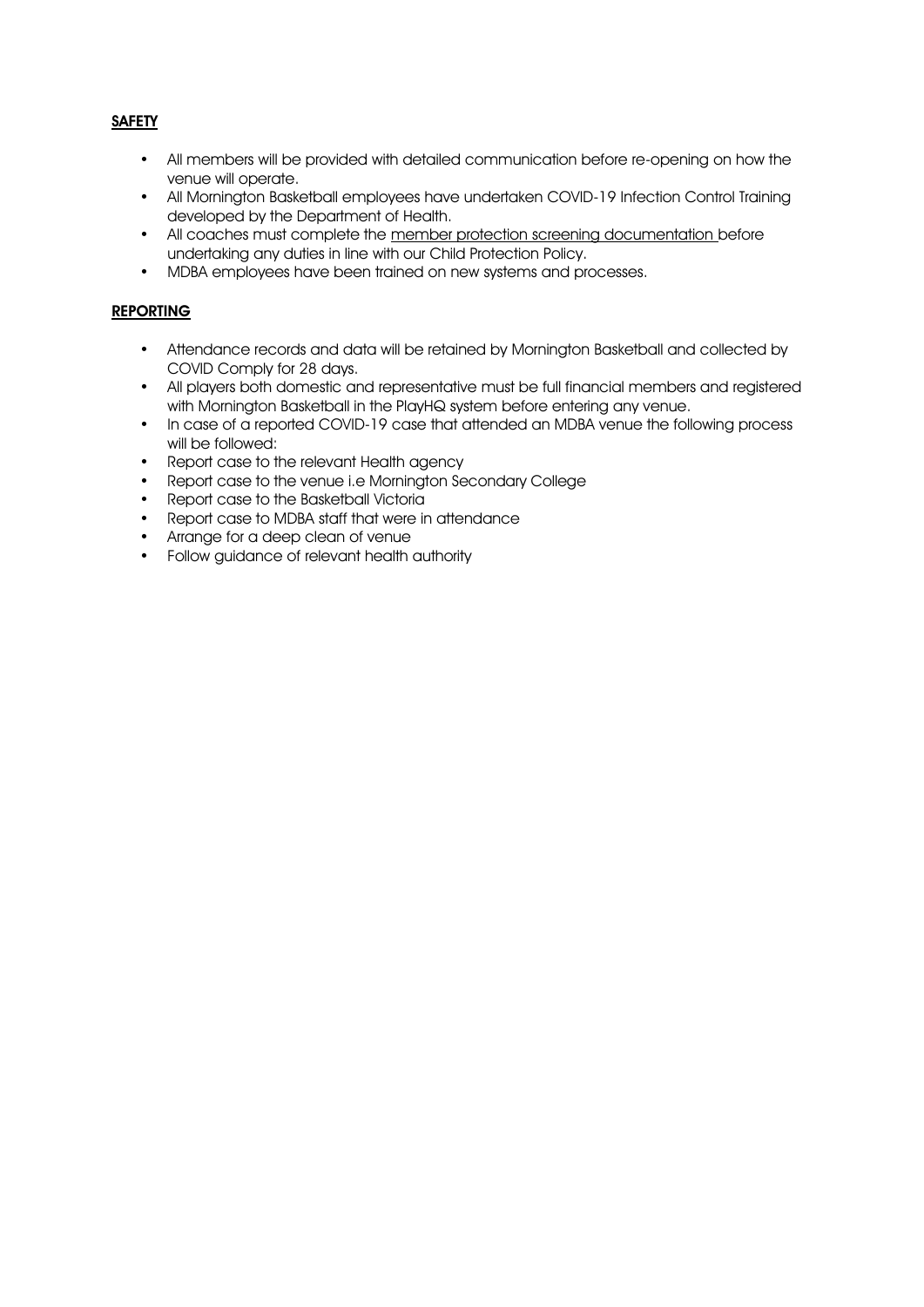## SAFETY

- All members will be provided with detailed communication before re-opening on how the venue will operate.
- All Mornington Basketball employees have undertaken COVID-19 Infection Control Training developed by the Department of Health.
- All coaches must complete the member protection screening documentation before undertaking any duties in line with our Child Protection Policy.
- MDBA employees have been trained on new systems and processes.

## REPORTING

- Attendance records and data will be retained by Mornington Basketball and collected by COVID Comply for 28 days.
- All players both domestic and representative must be full financial members and registered with Mornington Basketball in the PlayHQ system before entering any venue.
- In case of a reported COVID-19 case that attended an MDBA venue the following process will be followed:
- Report case to the relevant Health agency
- Report case to the venue i.e Mornington Secondary College
- Report case to the Basketball Victoria
- Report case to MDBA staff that were in attendance
- Arrange for a deep clean of venue
- Follow guidance of relevant health authority